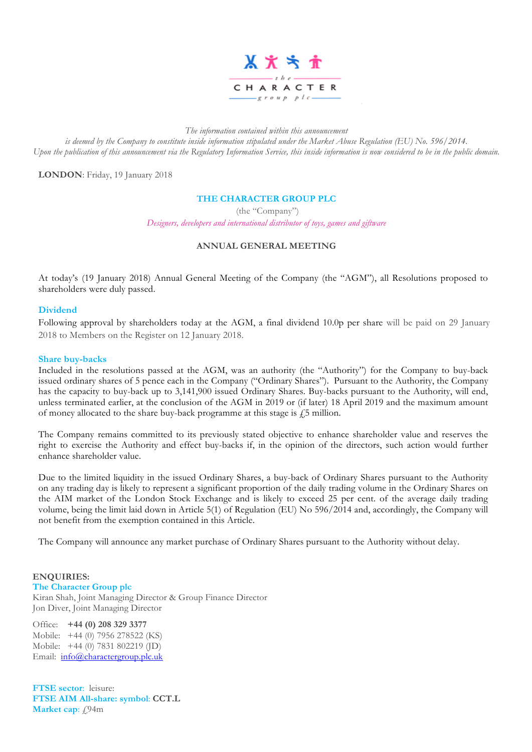*the* CHARACTER *group plc*

*The information contained within this announcement is deemed by the Company to constitute inside information stipulated under the Market Abuse Regulation (EU) No. 596/2014. Upon the publication of this announcement via the Regulatory Information Service, this inside information is now considered to be in the public domain.*

**LONDON**: Friday, 19 January 2018

**THE CHARACTER GROUP PLC**

(the "Company")

*Designers, developers and international distributor of toys, games and giftware*

**ANNUAL GENERAL MEETING**

At today's (19 January 2018) Annual General Meeting of the Company (the "AGM"), all Resolutions proposed to shareholders were duly passed.

**Dividend**

Following approval by shareholders today at the AGM, a final dividend 10.0p per share will be paid on 29 January 2018 to Members on the Register on 12 January 2018.

**Share buy-backs**

Included in the resolutions passed at the AGM, was an authority (the "Authority") for the Company to buy-back issued ordinary shares of 5 pence each in the Company ("Ordinary Shares"). Pursuant to the Authority, the Company has the capacity to buy-back up to 3,141,900 issued Ordinary Shares. Buy-backs pursuant to the Authority, will end, unless terminated earlier, at the conclusion of the AGM in 2019 or (if later) 18 April 2019 and the maximum amount of money allocated to the share buy-back programme at this stage is £5 million.

The Company remains committed to its previously stated objective to enhance shareholder value and reserves the right to exercise the Authority and effect buy-backs if, in the opinion of the directors, such action would further enhance shareholder value.

Due to the limited liquidity in the issued Ordinary Shares, a buy-back of Ordinary Shares pursuant to the Authority on any trading day is likely to represent a significant proportion of the daily trading volume in the Ordinary Shares on the AIM market of the London Stock Exchange and is likely to exceed 25 per cent. of the average daily trading volume, being the limit laid down in Article 5(1) of Regulation (EU) No 596/2014 and, accordingly, the Company will not benefit from the exemption contained in this Article.

The Company will announce any market purchase of Ordinary Shares pursuant to the Authority without delay.

**ENQUIRIES:**

**The Character Group plc**
Kiran Shah, Joint Managing Director & Group Finance Director
Jon Diver, Joint Managing Director

Office: **+44 (0) 208 329 3377**
Mobile: +44 (0) 7956 278522 (KS)
Mobile: +44 (0) 7831 802219 (JD)
Email: info@charactergroup.plc.uk

**FTSE sector**: leisure:
**FTSE AIM All-share: symbol: CCT.L**
**Market cap**: £94m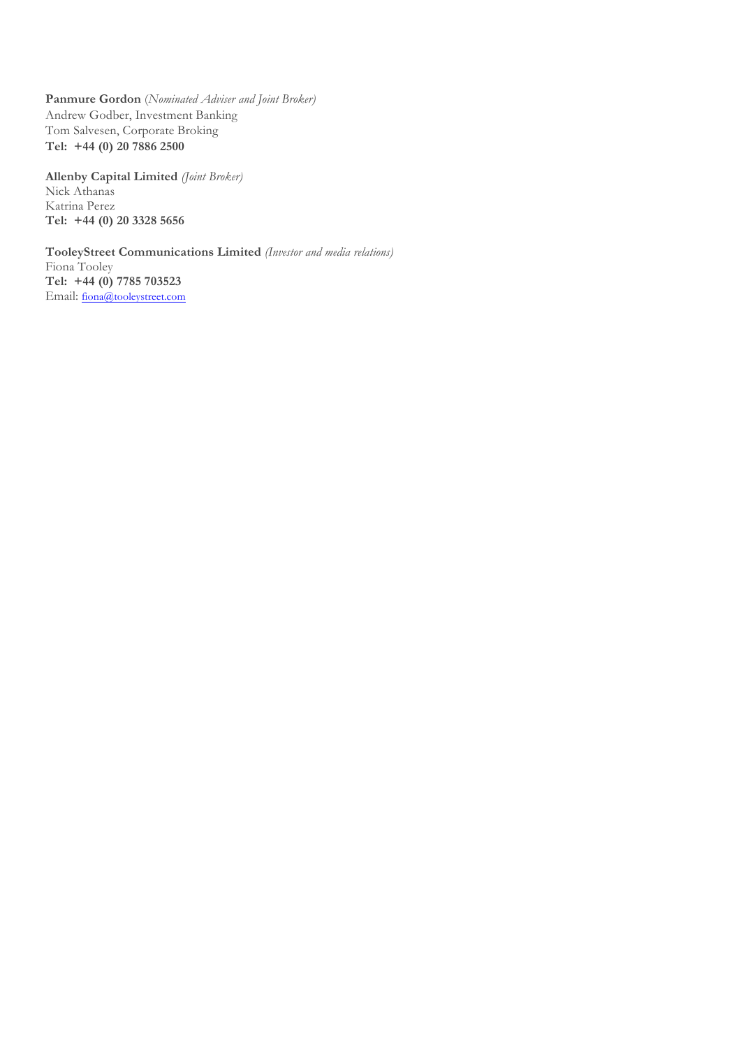**Panmure Gordon** (*Nominated Adviser and Joint Broker)*
Andrew Godber, Investment Banking
Tom Salvesen, Corporate Broking
**Tel: +44 (0) 20 7886 2500**

**Allenby Capital Limited** *(Joint Broker)*
Nick Athanas
Katrina Perez
**Tel: +44 (0) 20 3328 5656**

**TooleyStreet Communications Limited** *(Investor and media relations)*
Fiona Tooley
**Tel: +44 (0) 7785 703523**
Email: fiona@tooleystreet.com